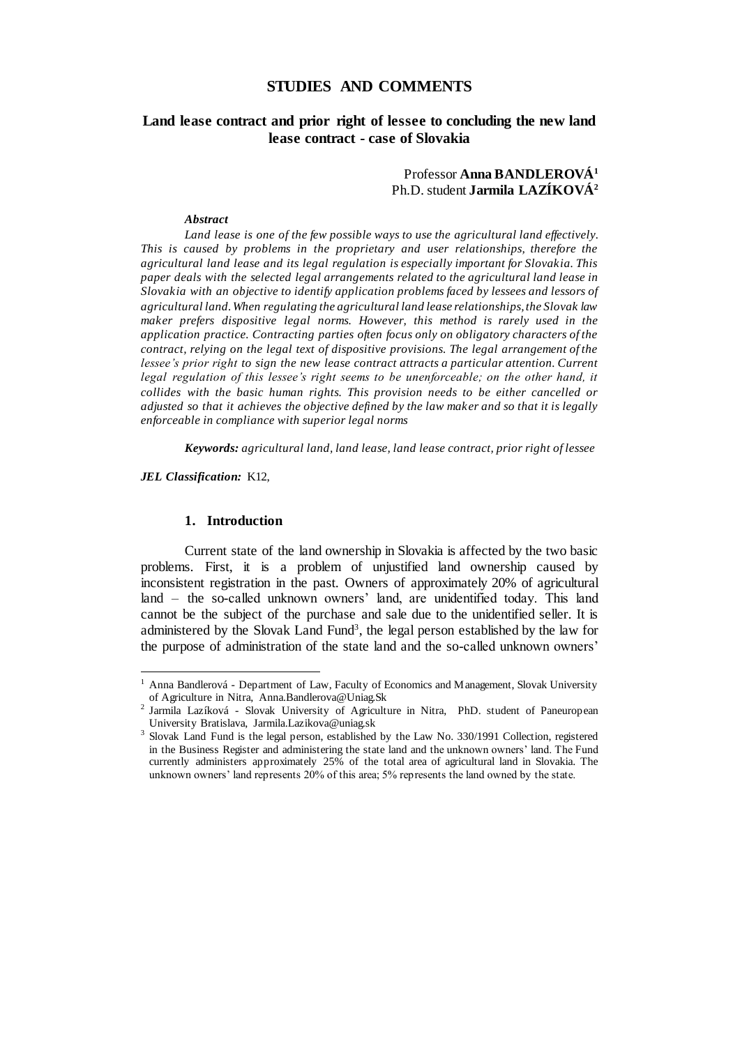# STUDIES AND COMMENTS

## Land lease contract and prior right of lessee to concluding the new land lease contract - case of Slovakia

Professor **Anna BANDLEROVÁ**[1]
Ph.D. student **Jarmila LAZÍKOVÁ**[2]

***Abstract***

*Land lease is one of the few possible ways to use the agricultural land effectively. This is caused by problems in the proprietary and user relationships, therefore the agricultural land lease and its legal regulation is especially important for Slovakia. This paper deals with the selected legal arrangements related to the agricultural land lease in Slovakia with an objective to identify application problems faced by lessees and lessors of agricultural land. When regulating the agricultural land lease relationships, the Slovak law maker prefers dispositive legal norms. However, this method is rarely used in the application practice. Contracting parties often focus only on obligatory characters of the contract, relying on the legal text of dispositive provisions. The legal arrangement of the lessee's prior right to sign the new lease contract attracts a particular attention. Current legal regulation of this lessee's right seems to be unenforceable; on the other hand, it collides with the basic human rights. This provision needs to be either cancelled or adjusted so that it achieves the objective defined by the law maker and so that it is legally enforceable in compliance with superior legal norms*

***Keywords:*** *agricultural land, land lease, land lease contract, prior right of lessee*

***JEL Classification:*** K12,

### 1. Introduction

Current state of the land ownership in Slovakia is affected by the two basic problems. First, it is a problem of unjustified land ownership caused by inconsistent registration in the past. Owners of approximately 20% of agricultural land – the so-called unknown owners' land, are unidentified today. This land cannot be the subject of the purchase and sale due to the unidentified seller. It is administered by the Slovak Land Fund[3], the legal person established by the law for the purpose of administration of the state land and the so-called unknown owners'

---

[1] Anna Bandlerová - Department of Law, Faculty of Economics and Management, Slovak University of Agriculture in Nitra, Anna.Bandlerova@Uniag.Sk

[2] Jarmila Lazíková - Slovak University of Agriculture in Nitra, PhD. student of Paneuropean University Bratislava, Jarmila.Lazikova@uniag.sk

[3] Slovak Land Fund is the legal person, established by the Law No. 330/1991 Collection, registered in the Business Register and administering the state land and the unknown owners' land. The Fund currently administers approximately 25% of the total area of agricultural land in Slovakia. The unknown owners' land represents 20% of this area; 5% represents the land owned by the state.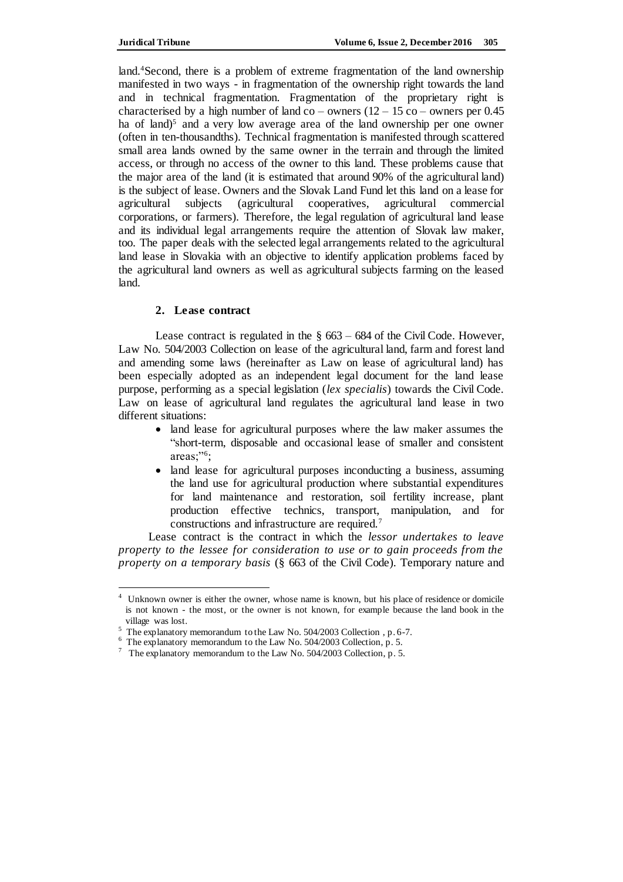land.[4]Second, there is a problem of extreme fragmentation of the land ownership manifested in two ways - in fragmentation of the ownership right towards the land and in technical fragmentation. Fragmentation of the proprietary right is characterised by a high number of land co – owners (12 – 15 co – owners per 0.45 ha of land)[5] and a very low average area of the land ownership per one owner (often in ten-thousandths). Technical fragmentation is manifested through scattered small area lands owned by the same owner in the terrain and through the limited access, or through no access of the owner to this land. These problems cause that the major area of the land (it is estimated that around 90% of the agricultural land) is the subject of lease. Owners and the Slovak Land Fund let this land on a lease for agricultural subjects (agricultural cooperatives, agricultural commercial corporations, or farmers). Therefore, the legal regulation of agricultural land lease and its individual legal arrangements require the attention of Slovak law maker, too. The paper deals with the selected legal arrangements related to the agricultural land lease in Slovakia with an objective to identify application problems faced by the agricultural land owners as well as agricultural subjects farming on the leased land.

## 2. Lease contract

Lease contract is regulated in the § 663 – 684 of the Civil Code. However, Law No. 504/2003 Collection on lease of the agricultural land, farm and forest land and amending some laws (hereinafter as Law on lease of agricultural land) has been especially adopted as an independent legal document for the land lease purpose, performing as a special legislation (*lex specialis*) towards the Civil Code. Law on lease of agricultural land regulates the agricultural land lease in two different situations:

- land lease for agricultural purposes where the law maker assumes the "short-term, disposable and occasional lease of smaller and consistent areas;"[6];
- land lease for agricultural purposes inconducting a business, assuming the land use for agricultural production where substantial expenditures for land maintenance and restoration, soil fertility increase, plant production effective technics, transport, manipulation, and for constructions and infrastructure are required.[7]

Lease contract is the contract in which the *lessor undertakes to leave property to the lessee for consideration to use or to gain proceeds from the property on a temporary basis* (§ 663 of the Civil Code). Temporary nature and

---

[4] Unknown owner is either the owner, whose name is known, but his place of residence or domicile is not known - the most, or the owner is not known, for example because the land book in the village was lost.

[5] The explanatory memorandum to the Law No. 504/2003 Collection , p. 6-7.

[6] The explanatory memorandum to the Law No. 504/2003 Collection, p. 5.

[7] The explanatory memorandum to the Law No. 504/2003 Collection, p. 5.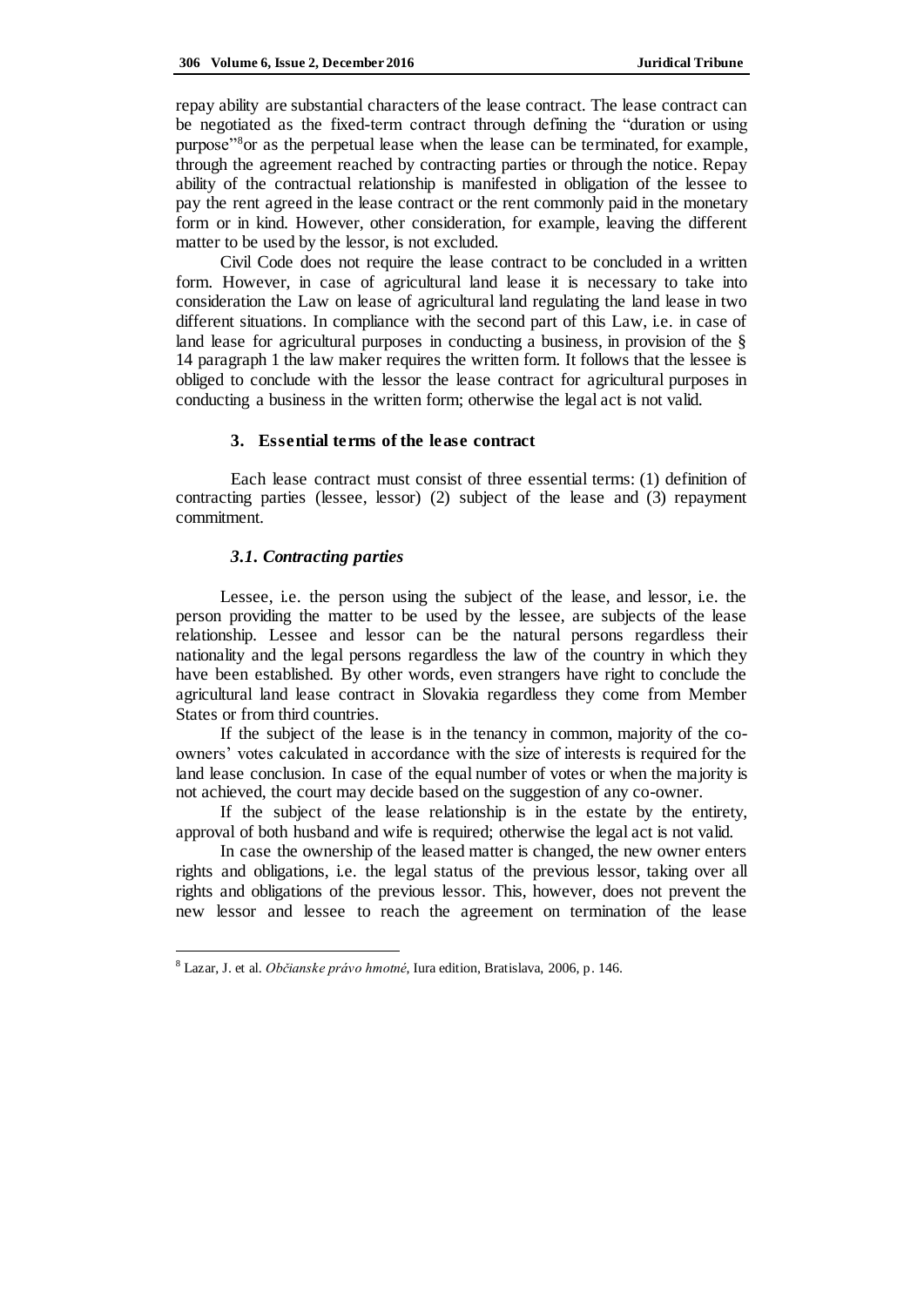repay ability are substantial characters of the lease contract. The lease contract can be negotiated as the fixed-term contract through defining the "duration or using purpose"[8]or as the perpetual lease when the lease can be terminated, for example, through the agreement reached by contracting parties or through the notice. Repay ability of the contractual relationship is manifested in obligation of the lessee to pay the rent agreed in the lease contract or the rent commonly paid in the monetary form or in kind. However, other consideration, for example, leaving the different matter to be used by the lessor, is not excluded.

Civil Code does not require the lease contract to be concluded in a written form. However, in case of agricultural land lease it is necessary to take into consideration the Law on lease of agricultural land regulating the land lease in two different situations. In compliance with the second part of this Law, i.e. in case of land lease for agricultural purposes in conducting a business, in provision of the § 14 paragraph 1 the law maker requires the written form. It follows that the lessee is obliged to conclude with the lessor the lease contract for agricultural purposes in conducting a business in the written form; otherwise the legal act is not valid.

## 3. Essential terms of the lease contract

Each lease contract must consist of three essential terms: (1) definition of contracting parties (lessee, lessor) (2) subject of the lease and (3) repayment commitment.

### *3.1. Contracting parties*

Lessee, i.e. the person using the subject of the lease, and lessor, i.e. the person providing the matter to be used by the lessee, are subjects of the lease relationship. Lessee and lessor can be the natural persons regardless their nationality and the legal persons regardless the law of the country in which they have been established. By other words, even strangers have right to conclude the agricultural land lease contract in Slovakia regardless they come from Member States or from third countries.

If the subject of the lease is in the tenancy in common, majority of the co-owners' votes calculated in accordance with the size of interests is required for the land lease conclusion. In case of the equal number of votes or when the majority is not achieved, the court may decide based on the suggestion of any co-owner.

If the subject of the lease relationship is in the estate by the entirety, approval of both husband and wife is required; otherwise the legal act is not valid.

In case the ownership of the leased matter is changed, the new owner enters rights and obligations, i.e. the legal status of the previous lessor, taking over all rights and obligations of the previous lessor. This, however, does not prevent the new lessor and lessee to reach the agreement on termination of the lease

---

[8] Lazar, J. et al. *Občianske právo hmotné*, Iura edition, Bratislava, 2006, p. 146.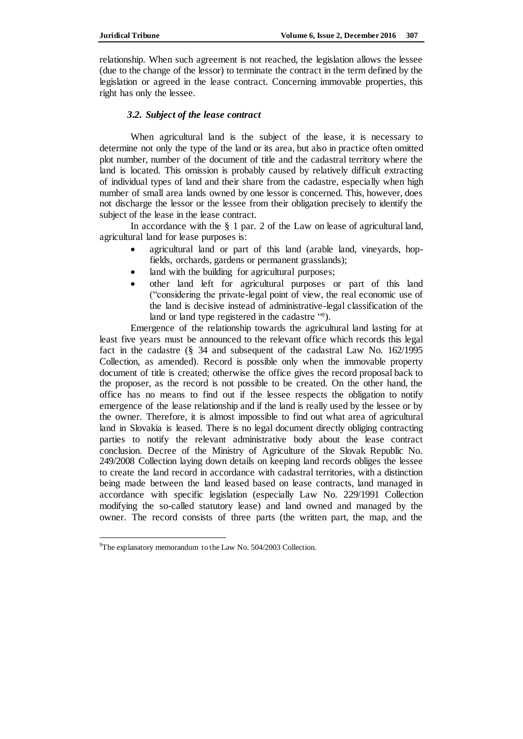relationship. When such agreement is not reached, the legislation allows the lessee (due to the change of the lessor) to terminate the contract in the term defined by the legislation or agreed in the lease contract. Concerning immovable properties, this right has only the lessee.

### *3.2. Subject of the lease contract*

When agricultural land is the subject of the lease, it is necessary to determine not only the type of the land or its area, but also in practice often omitted plot number, number of the document of title and the cadastral territory where the land is located. This omission is probably caused by relatively difficult extracting of individual types of land and their share from the cadastre, especially when high number of small area lands owned by one lessor is concerned. This, however, does not discharge the lessor or the lessee from their obligation precisely to identify the subject of the lease in the lease contract.

In accordance with the § 1 par. 2 of the Law on lease of agricultural land, agricultural land for lease purposes is:

- agricultural land or part of this land (arable land, vineyards, hop-fields, orchards, gardens or permanent grasslands);
- land with the building for agricultural purposes;
- other land left for agricultural purposes or part of this land ("considering the private-legal point of view, the real economic use of the land is decisive instead of administrative-legal classification of the land or land type registered in the cadastre "[9]).

Emergence of the relationship towards the agricultural land lasting for at least five years must be announced to the relevant office which records this legal fact in the cadastre (§ 34 and subsequent of the cadastral Law No. 162/1995 Collection, as amended). Record is possible only when the immovable property document of title is created; otherwise the office gives the record proposal back to the proposer, as the record is not possible to be created. On the other hand, the office has no means to find out if the lessee respects the obligation to notify emergence of the lease relationship and if the land is really used by the lessee or by the owner. Therefore, it is almost impossible to find out what area of agricultural land in Slovakia is leased. There is no legal document directly obliging contracting parties to notify the relevant administrative body about the lease contract conclusion. Decree of the Ministry of Agriculture of the Slovak Republic No. 249/2008 Collection laying down details on keeping land records obliges the lessee to create the land record in accordance with cadastral territories, with a distinction being made between the land leased based on lease contracts, land managed in accordance with specific legislation (especially Law No. 229/1991 Collection modifying the so-called statutory lease) and land owned and managed by the owner. The record consists of three parts (the written part, the map, and the

---

[9] The explanatory memorandum to the Law No. 504/2003 Collection.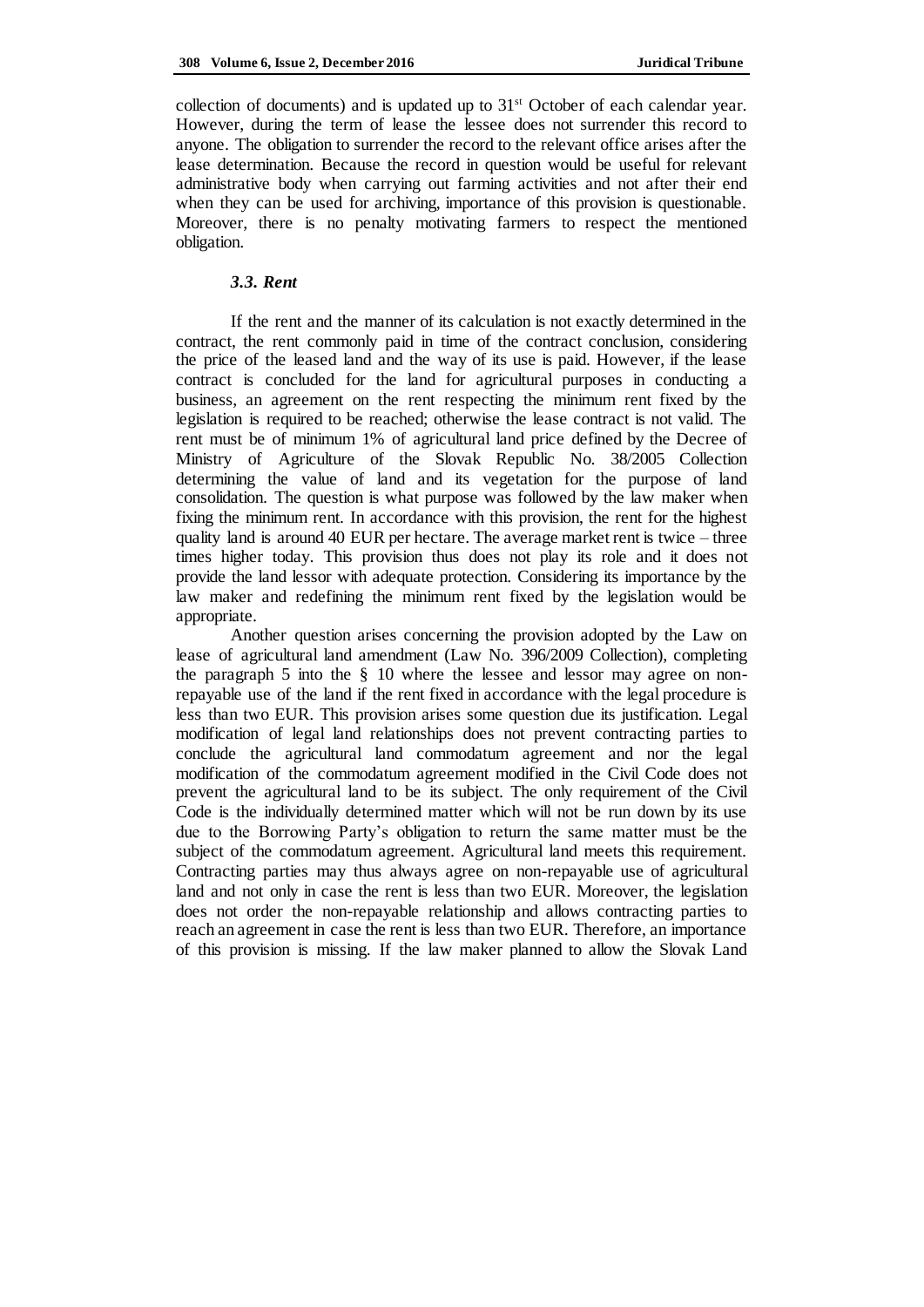collection of documents) and is updated up to 31st October of each calendar year. However, during the term of lease the lessee does not surrender this record to anyone. The obligation to surrender the record to the relevant office arises after the lease determination. Because the record in question would be useful for relevant administrative body when carrying out farming activities and not after their end when they can be used for archiving, importance of this provision is questionable. Moreover, there is no penalty motivating farmers to respect the mentioned obligation.

### *3.3. Rent*

If the rent and the manner of its calculation is not exactly determined in the contract, the rent commonly paid in time of the contract conclusion, considering the price of the leased land and the way of its use is paid. However, if the lease contract is concluded for the land for agricultural purposes in conducting a business, an agreement on the rent respecting the minimum rent fixed by the legislation is required to be reached; otherwise the lease contract is not valid. The rent must be of minimum 1% of agricultural land price defined by the Decree of Ministry of Agriculture of the Slovak Republic No. 38/2005 Collection determining the value of land and its vegetation for the purpose of land consolidation. The question is what purpose was followed by the law maker when fixing the minimum rent. In accordance with this provision, the rent for the highest quality land is around 40 EUR per hectare. The average market rent is twice – three times higher today. This provision thus does not play its role and it does not provide the land lessor with adequate protection. Considering its importance by the law maker and redefining the minimum rent fixed by the legislation would be appropriate.

Another question arises concerning the provision adopted by the Law on lease of agricultural land amendment (Law No. 396/2009 Collection), completing the paragraph 5 into the § 10 where the lessee and lessor may agree on non-repayable use of the land if the rent fixed in accordance with the legal procedure is less than two EUR. This provision arises some question due its justification. Legal modification of legal land relationships does not prevent contracting parties to conclude the agricultural land commodatum agreement and nor the legal modification of the commodatum agreement modified in the Civil Code does not prevent the agricultural land to be its subject. The only requirement of the Civil Code is the individually determined matter which will not be run down by its use due to the Borrowing Party's obligation to return the same matter must be the subject of the commodatum agreement. Agricultural land meets this requirement. Contracting parties may thus always agree on non-repayable use of agricultural land and not only in case the rent is less than two EUR. Moreover, the legislation does not order the non-repayable relationship and allows contracting parties to reach an agreement in case the rent is less than two EUR. Therefore, an importance of this provision is missing. If the law maker planned to allow the Slovak Land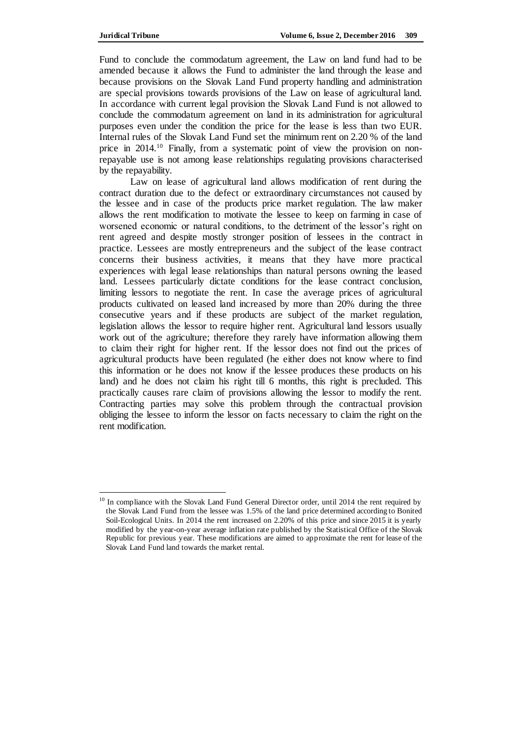Fund to conclude the commodatum agreement, the Law on land fund had to be amended because it allows the Fund to administer the land through the lease and because provisions on the Slovak Land Fund property handling and administration are special provisions towards provisions of the Law on lease of agricultural land. In accordance with current legal provision the Slovak Land Fund is not allowed to conclude the commodatum agreement on land in its administration for agricultural purposes even under the condition the price for the lease is less than two EUR. Internal rules of the Slovak Land Fund set the minimum rent on 2.20 % of the land price in 2014.[10] Finally, from a systematic point of view the provision on non-repayable use is not among lease relationships regulating provisions characterised by the repayability.

Law on lease of agricultural land allows modification of rent during the contract duration due to the defect or extraordinary circumstances not caused by the lessee and in case of the products price market regulation. The law maker allows the rent modification to motivate the lessee to keep on farming in case of worsened economic or natural conditions, to the detriment of the lessor's right on rent agreed and despite mostly stronger position of lessees in the contract in practice. Lessees are mostly entrepreneurs and the subject of the lease contract concerns their business activities, it means that they have more practical experiences with legal lease relationships than natural persons owning the leased land. Lessees particularly dictate conditions for the lease contract conclusion, limiting lessors to negotiate the rent. In case the average prices of agricultural products cultivated on leased land increased by more than 20% during the three consecutive years and if these products are subject of the market regulation, legislation allows the lessor to require higher rent. Agricultural land lessors usually work out of the agriculture; therefore they rarely have information allowing them to claim their right for higher rent. If the lessor does not find out the prices of agricultural products have been regulated (he either does not know where to find this information or he does not know if the lessee produces these products on his land) and he does not claim his right till 6 months, this right is precluded. This practically causes rare claim of provisions allowing the lessor to modify the rent. Contracting parties may solve this problem through the contractual provision obliging the lessee to inform the lessor on facts necessary to claim the right on the rent modification.

---

[10] In compliance with the Slovak Land Fund General Director order, until 2014 the rent required by the Slovak Land Fund from the lessee was 1.5% of the land price determined according to Bonited Soil-Ecological Units. In 2014 the rent increased on 2.20% of this price and since 2015 it is yearly modified by the year-on-year average inflation rate published by the Statistical Office of the Slovak Republic for previous year. These modifications are aimed to approximate the rent for lease of the Slovak Land Fund land towards the market rental.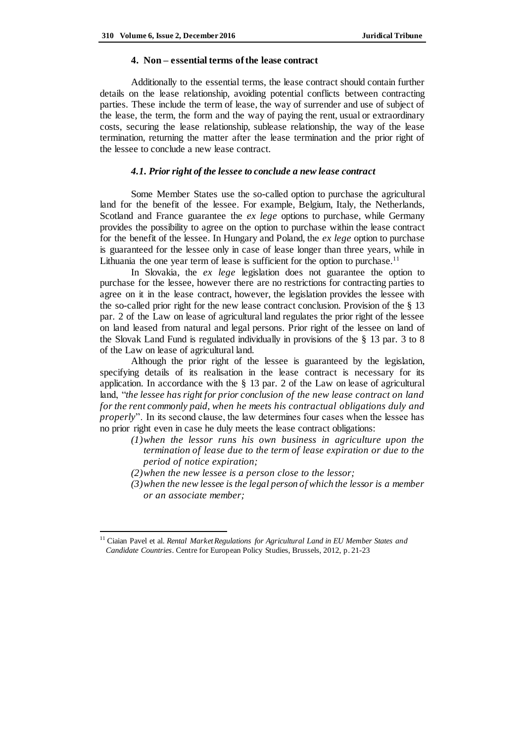## 4. Non – essential terms of the lease contract

Additionally to the essential terms, the lease contract should contain further details on the lease relationship, avoiding potential conflicts between contracting parties. These include the term of lease, the way of surrender and use of subject of the lease, the term, the form and the way of paying the rent, usual or extraordinary costs, securing the lease relationship, sublease relationship, the way of the lease termination, returning the matter after the lease termination and the prior right of the lessee to conclude a new lease contract.

### *4.1. Prior right of the lessee to conclude a new lease contract*

Some Member States use the so-called option to purchase the agricultural land for the benefit of the lessee. For example, Belgium, Italy, the Netherlands, Scotland and France guarantee the *ex lege* options to purchase, while Germany provides the possibility to agree on the option to purchase within the lease contract for the benefit of the lessee. In Hungary and Poland, the *ex lege* option to purchase is guaranteed for the lessee only in case of lease longer than three years, while in Lithuania the one year term of lease is sufficient for the option to purchase.[11]

In Slovakia, the *ex lege* legislation does not guarantee the option to purchase for the lessee, however there are no restrictions for contracting parties to agree on it in the lease contract, however, the legislation provides the lessee with the so-called prior right for the new lease contract conclusion. Provision of the § 13 par. 2 of the Law on lease of agricultural land regulates the prior right of the lessee on land leased from natural and legal persons. Prior right of the lessee on land of the Slovak Land Fund is regulated individually in provisions of the § 13 par. 3 to 8 of the Law on lease of agricultural land.

Although the prior right of the lessee is guaranteed by the legislation, specifying details of its realisation in the lease contract is necessary for its application. In accordance with the § 13 par. 2 of the Law on lease of agricultural land, "*the lessee has right for prior conclusion of the new lease contract on land for the rent commonly paid, when he meets his contractual obligations duly and properly*". In its second clause, the law determines four cases when the lessee has no prior right even in case he duly meets the lease contract obligations:

*(1) when the lessor runs his own business in agriculture upon the termination of lease due to the term of lease expiration or due to the period of notice expiration;*

*(2) when the new lessee is a person close to the lessor;*

*(3) when the new lessee is the legal person of which the lessor is a member or an associate member;*

[11] Ciaian Pavel et al. *Rental Market Regulations for Agricultural Land in EU Member States and Candidate Countries*. Centre for European Policy Studies, Brussels, 2012, p. 21-23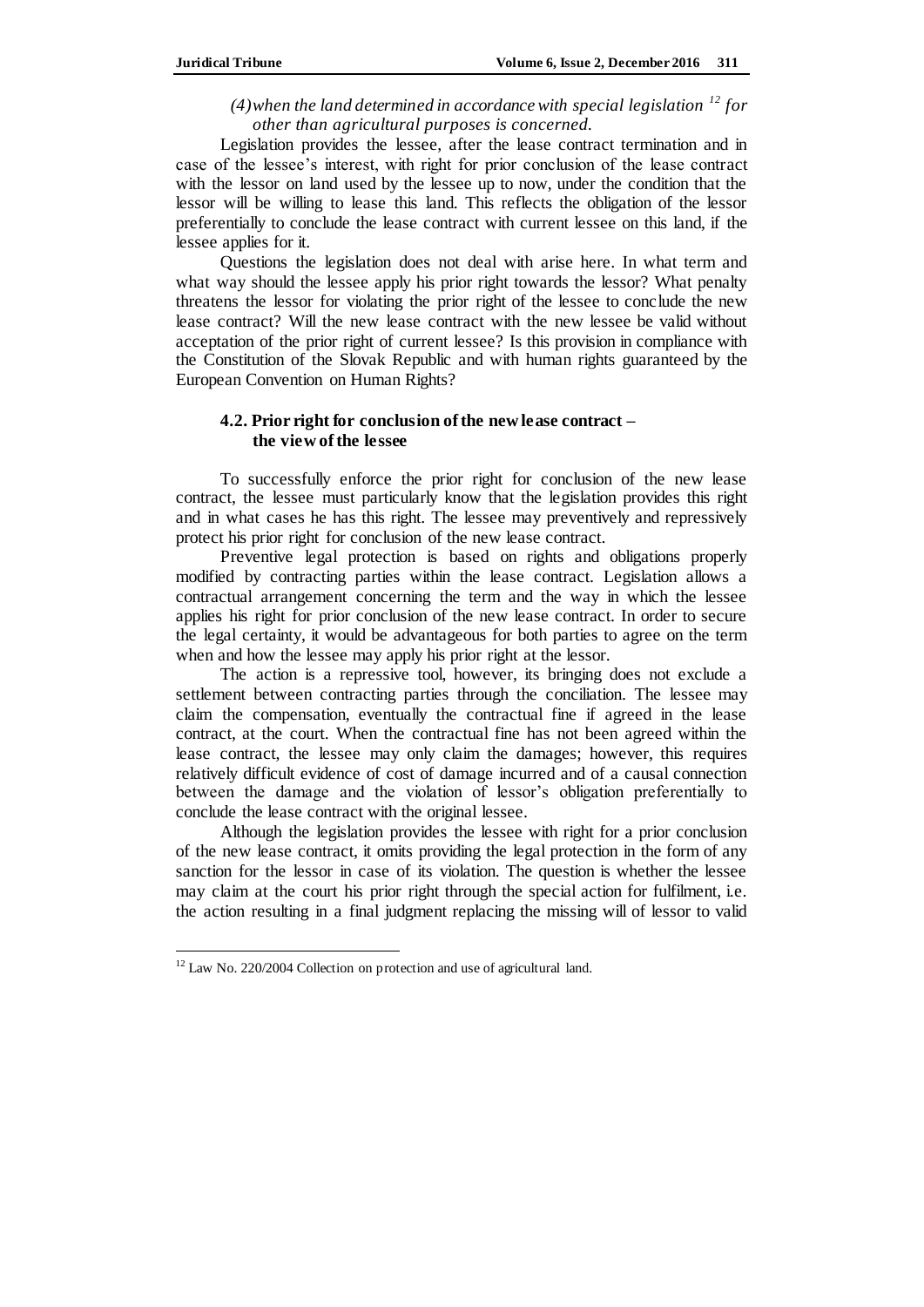*(4) when the land determined in accordance with special legislation [12] for other than agricultural purposes is concerned.*

Legislation provides the lessee, after the lease contract termination and in case of the lessee's interest, with right for prior conclusion of the lease contract with the lessor on land used by the lessee up to now, under the condition that the lessor will be willing to lease this land. This reflects the obligation of the lessor preferentially to conclude the lease contract with current lessee on this land, if the lessee applies for it.

Questions the legislation does not deal with arise here. In what term and what way should the lessee apply his prior right towards the lessor? What penalty threatens the lessor for violating the prior right of the lessee to conclude the new lease contract? Will the new lease contract with the new lessee be valid without acceptation of the prior right of current lessee? Is this provision in compliance with the Constitution of the Slovak Republic and with human rights guaranteed by the European Convention on Human Rights?

### 4.2. Prior right for conclusion of the new lease contract – the view of the lessee

To successfully enforce the prior right for conclusion of the new lease contract, the lessee must particularly know that the legislation provides this right and in what cases he has this right. The lessee may preventively and repressively protect his prior right for conclusion of the new lease contract.

Preventive legal protection is based on rights and obligations properly modified by contracting parties within the lease contract. Legislation allows a contractual arrangement concerning the term and the way in which the lessee applies his right for prior conclusion of the new lease contract. In order to secure the legal certainty, it would be advantageous for both parties to agree on the term when and how the lessee may apply his prior right at the lessor.

The action is a repressive tool, however, its bringing does not exclude a settlement between contracting parties through the conciliation. The lessee may claim the compensation, eventually the contractual fine if agreed in the lease contract, at the court. When the contractual fine has not been agreed within the lease contract, the lessee may only claim the damages; however, this requires relatively difficult evidence of cost of damage incurred and of a causal connection between the damage and the violation of lessor's obligation preferentially to conclude the lease contract with the original lessee.

Although the legislation provides the lessee with right for a prior conclusion of the new lease contract, it omits providing the legal protection in the form of any sanction for the lessor in case of its violation. The question is whether the lessee may claim at the court his prior right through the special action for fulfilment, i.e. the action resulting in a final judgment replacing the missing will of lessor to valid

---

[12] Law No. 220/2004 Collection on protection and use of agricultural land.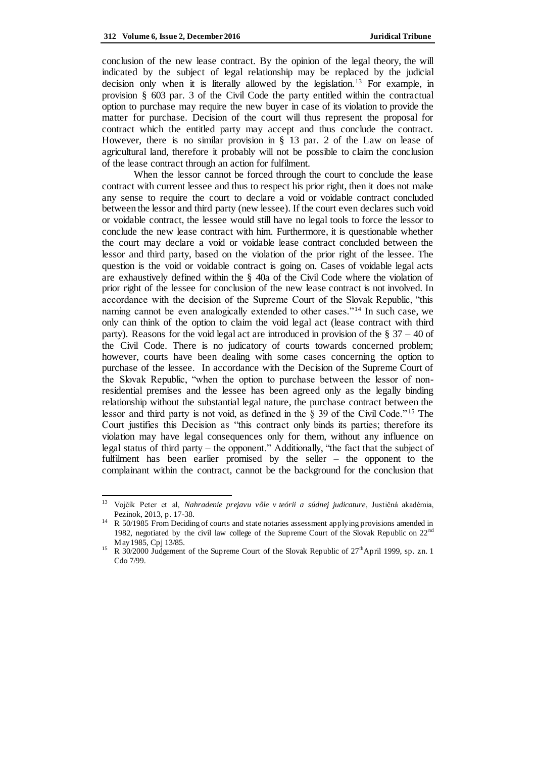conclusion of the new lease contract. By the opinion of the legal theory, the will indicated by the subject of legal relationship may be replaced by the judicial decision only when it is literally allowed by the legislation.[13] For example, in provision § 603 par. 3 of the Civil Code the party entitled within the contractual option to purchase may require the new buyer in case of its violation to provide the matter for purchase. Decision of the court will thus represent the proposal for contract which the entitled party may accept and thus conclude the contract. However, there is no similar provision in § 13 par. 2 of the Law on lease of agricultural land, therefore it probably will not be possible to claim the conclusion of the lease contract through an action for fulfilment.

When the lessor cannot be forced through the court to conclude the lease contract with current lessee and thus to respect his prior right, then it does not make any sense to require the court to declare a void or voidable contract concluded between the lessor and third party (new lessee). If the court even declares such void or voidable contract, the lessee would still have no legal tools to force the lessor to conclude the new lease contract with him. Furthermore, it is questionable whether the court may declare a void or voidable lease contract concluded between the lessor and third party, based on the violation of the prior right of the lessee. The question is the void or voidable contract is going on. Cases of voidable legal acts are exhaustively defined within the § 40a of the Civil Code where the violation of prior right of the lessee for conclusion of the new lease contract is not involved. In accordance with the decision of the Supreme Court of the Slovak Republic, "this naming cannot be even analogically extended to other cases."[14] In such case, we only can think of the option to claim the void legal act (lease contract with third party). Reasons for the void legal act are introduced in provision of the § 37 – 40 of the Civil Code. There is no judicatory of courts towards concerned problem; however, courts have been dealing with some cases concerning the option to purchase of the lessee. In accordance with the Decision of the Supreme Court of the Slovak Republic, "when the option to purchase between the lessor of non-residential premises and the lessee has been agreed only as the legally binding relationship without the substantial legal nature, the purchase contract between the lessor and third party is not void, as defined in the § 39 of the Civil Code."[15] The Court justifies this Decision as "this contract only binds its parties; therefore its violation may have legal consequences only for them, without any influence on legal status of third party – the opponent." Additionally, "the fact that the subject of fulfilment has been earlier promised by the seller – the opponent to the complainant within the contract, cannot be the background for the conclusion that

---

[13] Vojčík Peter et al, *Nahradenie prejavu vôle v teórii a súdnej judicature*, Justičná akadémia, Pezinok, 2013, p. 17-38.

[14] R 50/1985 From Deciding of courts and state notaries assessment applying provisions amended in 1982, negotiated by the civil law college of the Supreme Court of the Slovak Republic on 22nd May 1985, Cpj 13/85.

[15] R 30/2000 Judgement of the Supreme Court of the Slovak Republic of 27th April 1999, sp. zn. 1 Cdo 7/99.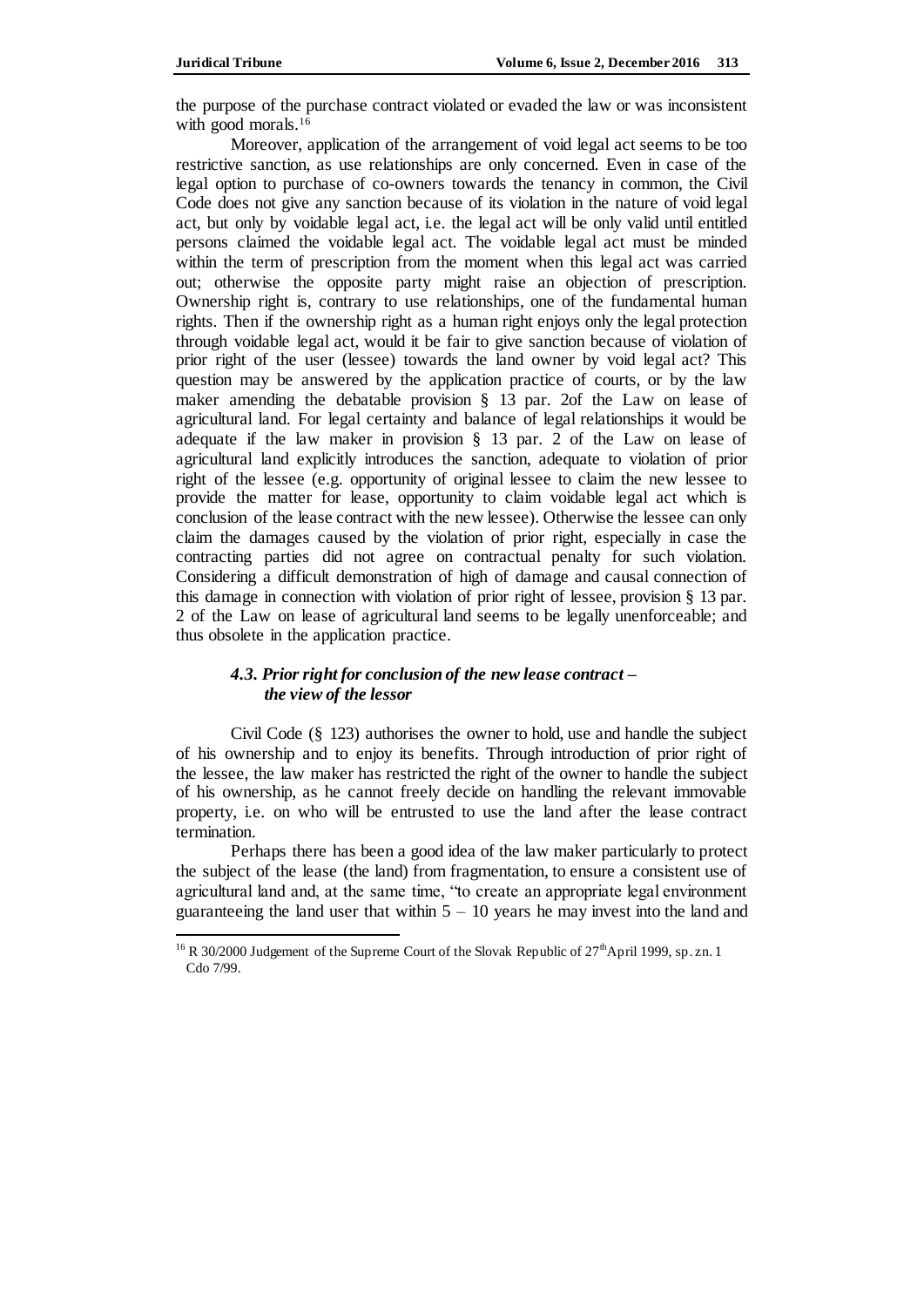the purpose of the purchase contract violated or evaded the law or was inconsistent with good morals.[16]

Moreover, application of the arrangement of void legal act seems to be too restrictive sanction, as use relationships are only concerned. Even in case of the legal option to purchase of co-owners towards the tenancy in common, the Civil Code does not give any sanction because of its violation in the nature of void legal act, but only by voidable legal act, i.e. the legal act will be only valid until entitled persons claimed the voidable legal act. The voidable legal act must be minded within the term of prescription from the moment when this legal act was carried out; otherwise the opposite party might raise an objection of prescription. Ownership right is, contrary to use relationships, one of the fundamental human rights. Then if the ownership right as a human right enjoys only the legal protection through voidable legal act, would it be fair to give sanction because of violation of prior right of the user (lessee) towards the land owner by void legal act? This question may be answered by the application practice of courts, or by the law maker amending the debatable provision § 13 par. 2of the Law on lease of agricultural land. For legal certainty and balance of legal relationships it would be adequate if the law maker in provision § 13 par. 2 of the Law on lease of agricultural land explicitly introduces the sanction, adequate to violation of prior right of the lessee (e.g. opportunity of original lessee to claim the new lessee to provide the matter for lease, opportunity to claim voidable legal act which is conclusion of the lease contract with the new lessee). Otherwise the lessee can only claim the damages caused by the violation of prior right, especially in case the contracting parties did not agree on contractual penalty for such violation. Considering a difficult demonstration of high of damage and causal connection of this damage in connection with violation of prior right of lessee, provision § 13 par. 2 of the Law on lease of agricultural land seems to be legally unenforceable; and thus obsolete in the application practice.

### *4.3. Prior right for conclusion of the new lease contract – the view of the lessor*

Civil Code (§ 123) authorises the owner to hold, use and handle the subject of his ownership and to enjoy its benefits. Through introduction of prior right of the lessee, the law maker has restricted the right of the owner to handle the subject of his ownership, as he cannot freely decide on handling the relevant immovable property, i.e. on who will be entrusted to use the land after the lease contract termination.

Perhaps there has been a good idea of the law maker particularly to protect the subject of the lease (the land) from fragmentation, to ensure a consistent use of agricultural land and, at the same time, "to create an appropriate legal environment guaranteeing the land user that within 5 – 10 years he may invest into the land and

---

[16] R 30/2000 Judgement of the Supreme Court of the Slovak Republic of 27th April 1999, sp. zn. 1 Cdo 7/99.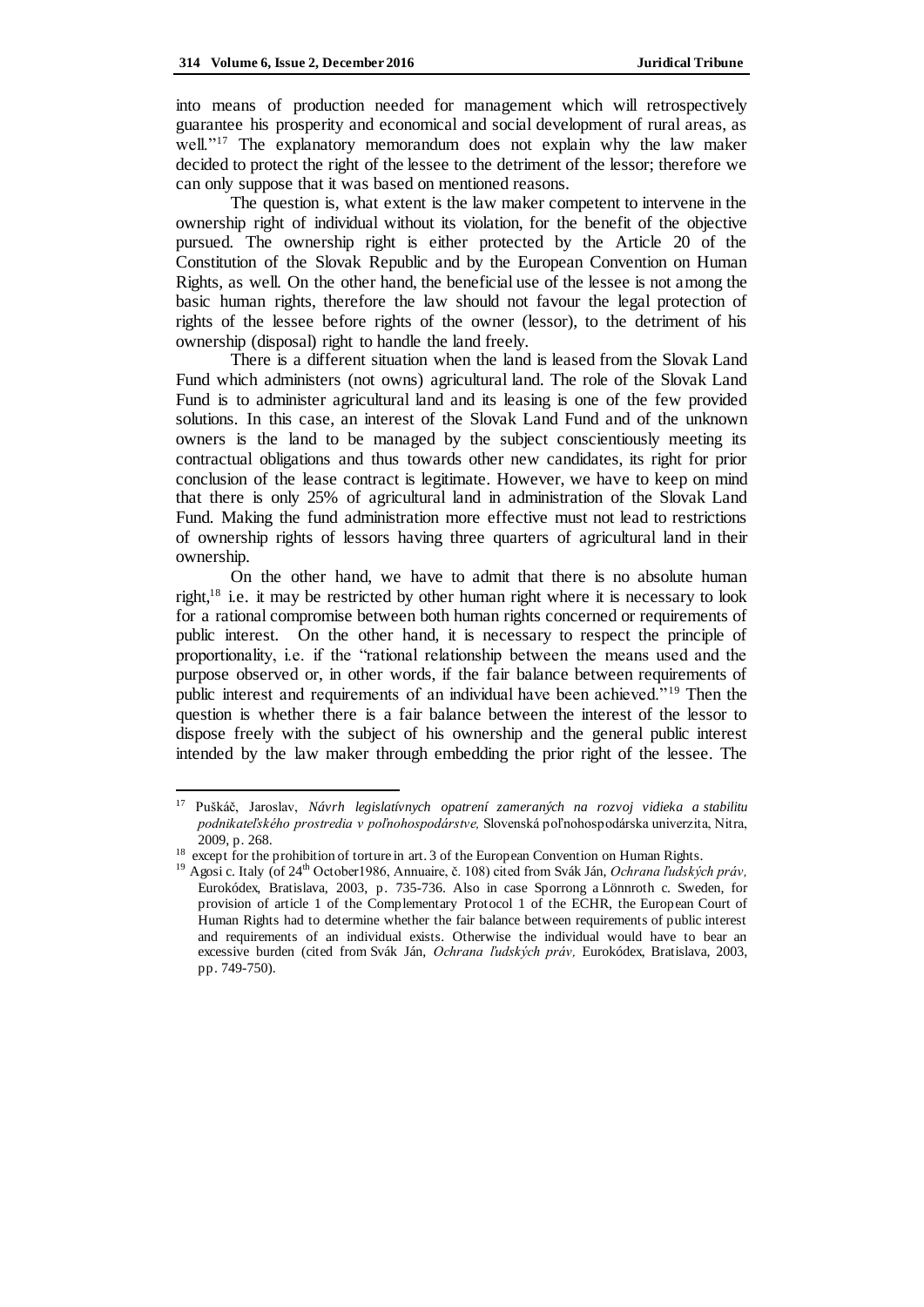into means of production needed for management which will retrospectively guarantee his prosperity and economical and social development of rural areas, as well."[17] The explanatory memorandum does not explain why the law maker decided to protect the right of the lessee to the detriment of the lessor; therefore we can only suppose that it was based on mentioned reasons.

The question is, what extent is the law maker competent to intervene in the ownership right of individual without its violation, for the benefit of the objective pursued. The ownership right is either protected by the Article 20 of the Constitution of the Slovak Republic and by the European Convention on Human Rights, as well. On the other hand, the beneficial use of the lessee is not among the basic human rights, therefore the law should not favour the legal protection of rights of the lessee before rights of the owner (lessor), to the detriment of his ownership (disposal) right to handle the land freely.

There is a different situation when the land is leased from the Slovak Land Fund which administers (not owns) agricultural land. The role of the Slovak Land Fund is to administer agricultural land and its leasing is one of the few provided solutions. In this case, an interest of the Slovak Land Fund and of the unknown owners is the land to be managed by the subject conscientiously meeting its contractual obligations and thus towards other new candidates, its right for prior conclusion of the lease contract is legitimate. However, we have to keep on mind that there is only 25% of agricultural land in administration of the Slovak Land Fund. Making the fund administration more effective must not lead to restrictions of ownership rights of lessors having three quarters of agricultural land in their ownership.

On the other hand, we have to admit that there is no absolute human right,[18] i.e. it may be restricted by other human right where it is necessary to look for a rational compromise between both human rights concerned or requirements of public interest. On the other hand, it is necessary to respect the principle of proportionality, i.e. if the "rational relationship between the means used and the purpose observed or, in other words, if the fair balance between requirements of public interest and requirements of an individual have been achieved."[19] Then the question is whether there is a fair balance between the interest of the lessor to dispose freely with the subject of his ownership and the general public interest intended by the law maker through embedding the prior right of the lessee. The

---

[17] Puškáč, Jaroslav, *Návrh legislatívnych opatrení zameraných na rozvoj vidieka a stabilitu podnikateľského prostredia v poľnohospodárstve,* Slovenská poľnohospodárska univerzita, Nitra, 2009, p. 268.

[18] except for the prohibition of torture in art. 3 of the European Convention on Human Rights.

[19] Agosi c. Italy (of 24th October1986, Annuaire, č. 108) cited from Svák Ján, *Ochrana ľudských práv,* Eurokódex, Bratislava, 2003, p. 735-736. Also in case Sporrong a Lönnroth c. Sweden, for provision of article 1 of the Complementary Protocol 1 of the ECHR, the European Court of Human Rights had to determine whether the fair balance between requirements of public interest and requirements of an individual exists. Otherwise the individual would have to bear an excessive burden (cited from Svák Ján, *Ochrana ľudských práv,* Eurokódex, Bratislava, 2003, pp. 749-750).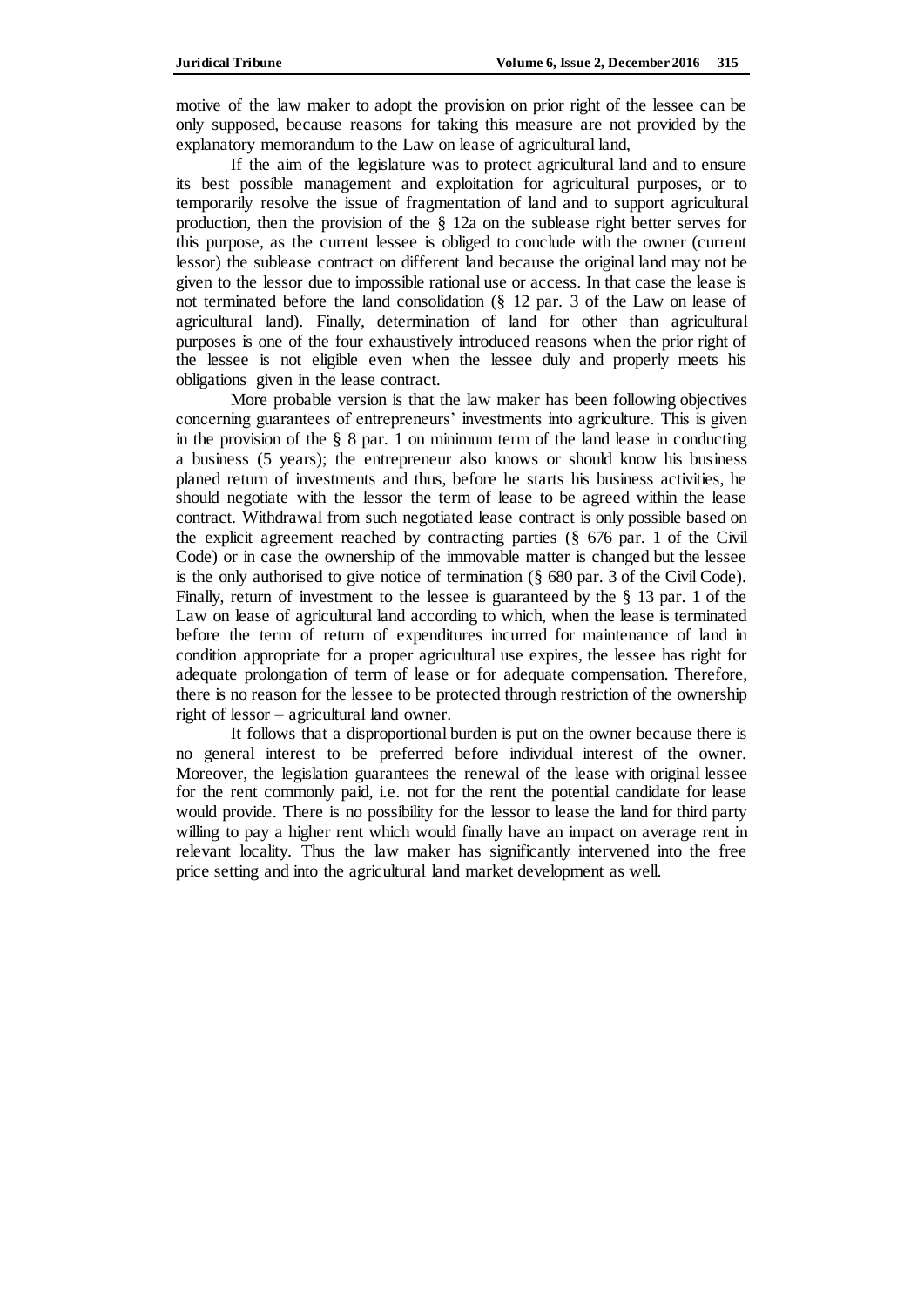motive of the law maker to adopt the provision on prior right of the lessee can be only supposed, because reasons for taking this measure are not provided by the explanatory memorandum to the Law on lease of agricultural land,

If the aim of the legislature was to protect agricultural land and to ensure its best possible management and exploitation for agricultural purposes, or to temporarily resolve the issue of fragmentation of land and to support agricultural production, then the provision of the § 12a on the sublease right better serves for this purpose, as the current lessee is obliged to conclude with the owner (current lessor) the sublease contract on different land because the original land may not be given to the lessor due to impossible rational use or access. In that case the lease is not terminated before the land consolidation (§ 12 par. 3 of the Law on lease of agricultural land). Finally, determination of land for other than agricultural purposes is one of the four exhaustively introduced reasons when the prior right of the lessee is not eligible even when the lessee duly and properly meets his obligations given in the lease contract.

More probable version is that the law maker has been following objectives concerning guarantees of entrepreneurs' investments into agriculture. This is given in the provision of the § 8 par. 1 on minimum term of the land lease in conducting a business (5 years); the entrepreneur also knows or should know his business planed return of investments and thus, before he starts his business activities, he should negotiate with the lessor the term of lease to be agreed within the lease contract. Withdrawal from such negotiated lease contract is only possible based on the explicit agreement reached by contracting parties (§ 676 par. 1 of the Civil Code) or in case the ownership of the immovable matter is changed but the lessee is the only authorised to give notice of termination (§ 680 par. 3 of the Civil Code). Finally, return of investment to the lessee is guaranteed by the § 13 par. 1 of the Law on lease of agricultural land according to which, when the lease is terminated before the term of return of expenditures incurred for maintenance of land in condition appropriate for a proper agricultural use expires, the lessee has right for adequate prolongation of term of lease or for adequate compensation. Therefore, there is no reason for the lessee to be protected through restriction of the ownership right of lessor – agricultural land owner.

It follows that a disproportional burden is put on the owner because there is no general interest to be preferred before individual interest of the owner. Moreover, the legislation guarantees the renewal of the lease with original lessee for the rent commonly paid, i.e. not for the rent the potential candidate for lease would provide. There is no possibility for the lessor to lease the land for third party willing to pay a higher rent which would finally have an impact on average rent in relevant locality. Thus the law maker has significantly intervened into the free price setting and into the agricultural land market development as well.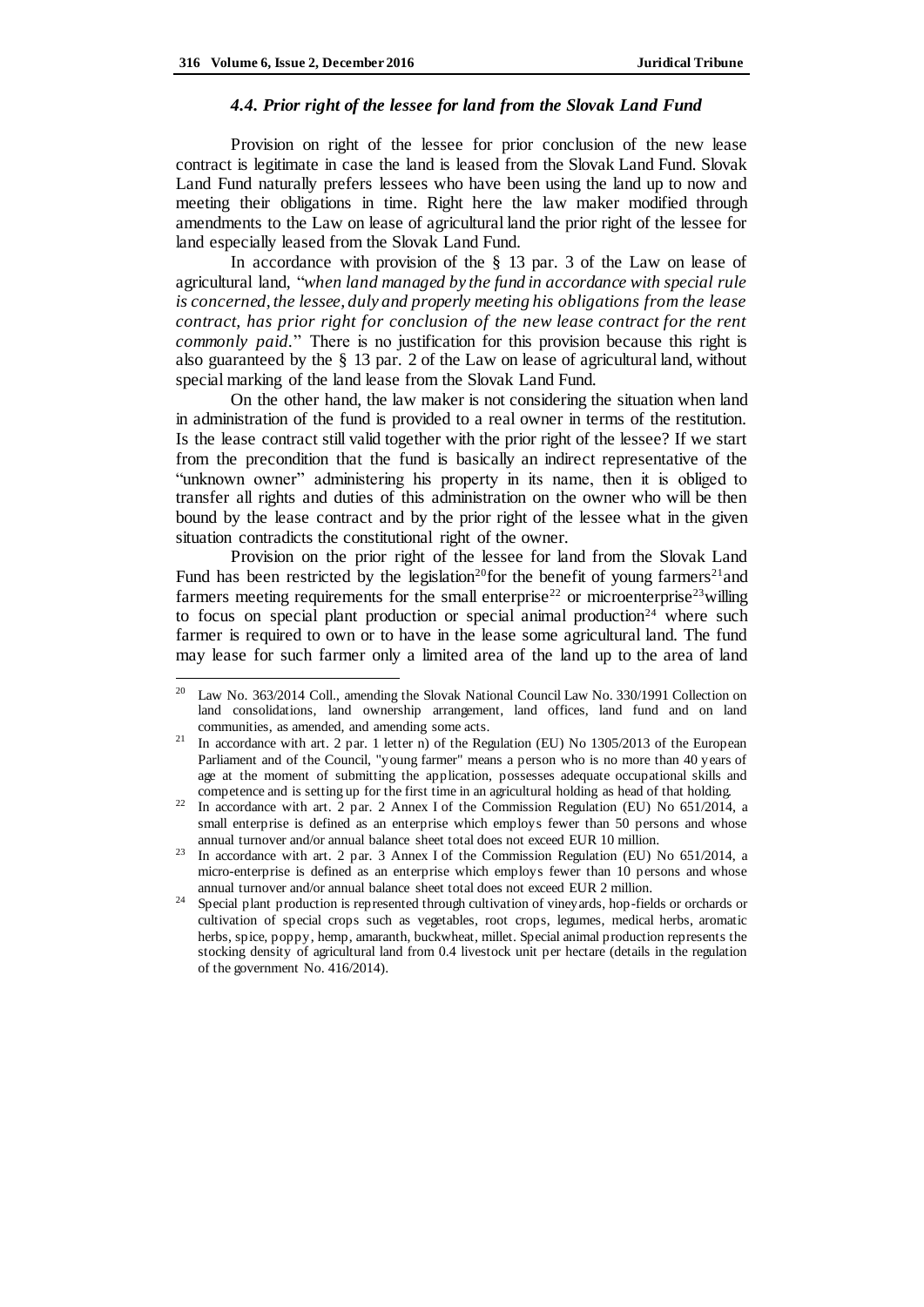### *4.4. Prior right of the lessee for land from the Slovak Land Fund*

Provision on right of the lessee for prior conclusion of the new lease contract is legitimate in case the land is leased from the Slovak Land Fund. Slovak Land Fund naturally prefers lessees who have been using the land up to now and meeting their obligations in time. Right here the law maker modified through amendments to the Law on lease of agricultural land the prior right of the lessee for land especially leased from the Slovak Land Fund.

In accordance with provision of the § 13 par. 3 of the Law on lease of agricultural land, "*when land managed by the fund in accordance with special rule is concerned, the lessee, duly and properly meeting his obligations from the lease contract, has prior right for conclusion of the new lease contract for the rent commonly paid*." There is no justification for this provision because this right is also guaranteed by the § 13 par. 2 of the Law on lease of agricultural land, without special marking of the land lease from the Slovak Land Fund.

On the other hand, the law maker is not considering the situation when land in administration of the fund is provided to a real owner in terms of the restitution. Is the lease contract still valid together with the prior right of the lessee? If we start from the precondition that the fund is basically an indirect representative of the "unknown owner" administering his property in its name, then it is obliged to transfer all rights and duties of this administration on the owner who will be then bound by the lease contract and by the prior right of the lessee what in the given situation contradicts the constitutional right of the owner.

Provision on the prior right of the lessee for land from the Slovak Land Fund has been restricted by the legislation[20] for the benefit of young farmers[21] and farmers meeting requirements for the small enterprise[22] or microenterprise[23] willing to focus on special plant production or special animal production[24] where such farmer is required to own or to have in the lease some agricultural land. The fund may lease for such farmer only a limited area of the land up to the area of land

---

[20] Law No. 363/2014 Coll., amending the Slovak National Council Law No. 330/1991 Collection on land consolidations, land ownership arrangement, land offices, land fund and on land communities, as amended, and amending some acts.

[21] In accordance with art. 2 par. 1 letter n) of the Regulation (EU) No 1305/2013 of the European Parliament and of the Council, "young farmer" means a person who is no more than 40 years of age at the moment of submitting the application, possesses adequate occupational skills and competence and is setting up for the first time in an agricultural holding as head of that holding.

[22] In accordance with art. 2 par. 2 Annex I of the Commission Regulation (EU) No 651/2014, a small enterprise is defined as an enterprise which employs fewer than 50 persons and whose annual turnover and/or annual balance sheet total does not exceed EUR 10 million.

[23] In accordance with art. 2 par. 3 Annex I of the Commission Regulation (EU) No 651/2014, a micro-enterprise is defined as an enterprise which employs fewer than 10 persons and whose annual turnover and/or annual balance sheet total does not exceed EUR 2 million.

[24] Special plant production is represented through cultivation of vineyards, hop-fields or orchards or cultivation of special crops such as vegetables, root crops, legumes, medical herbs, aromatic herbs, spice, poppy, hemp, amaranth, buckwheat, millet. Special animal production represents the stocking density of agricultural land from 0.4 livestock unit per hectare (details in the regulation of the government No. 416/2014).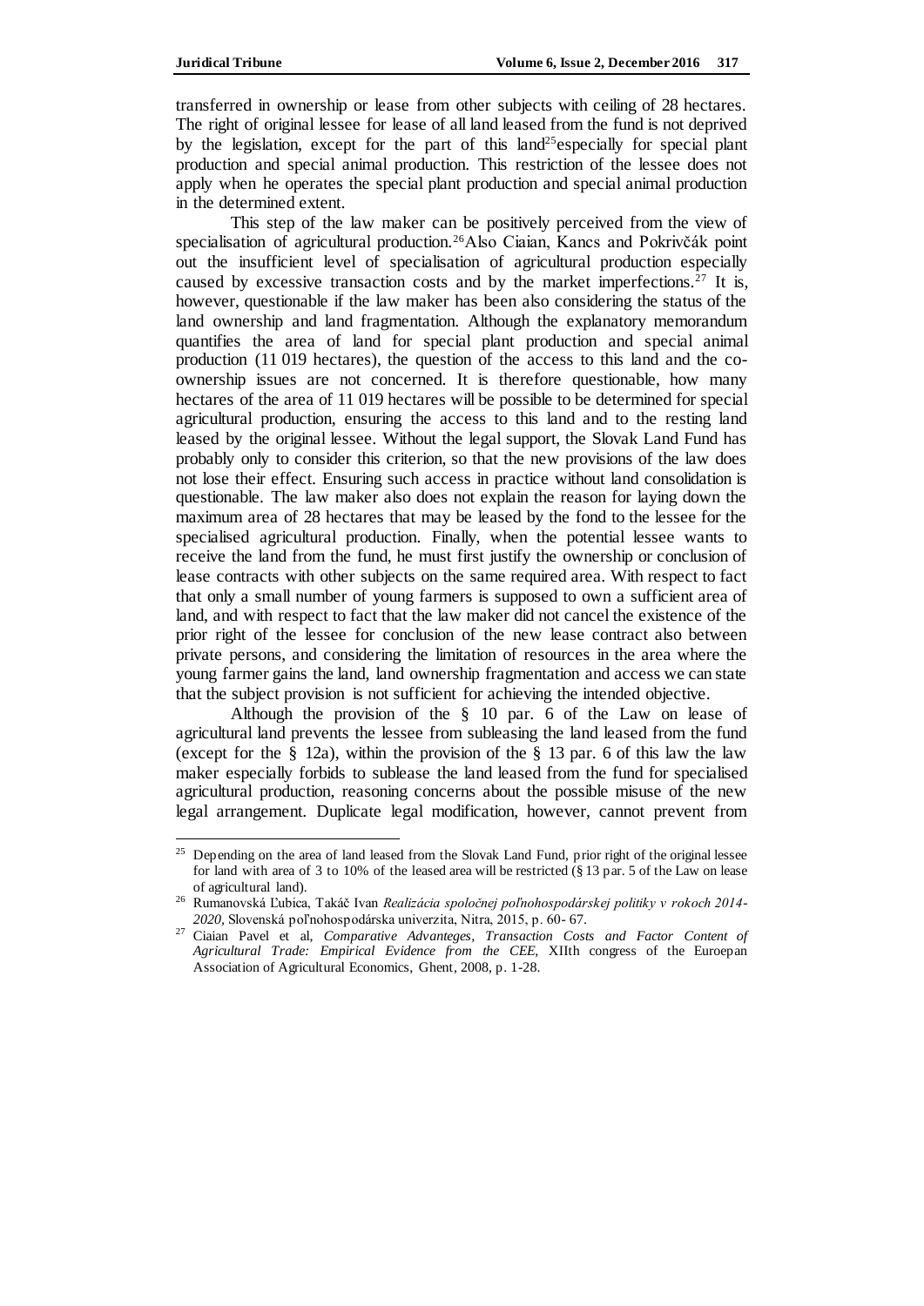transferred in ownership or lease from other subjects with ceiling of 28 hectares. The right of original lessee for lease of all land leased from the fund is not deprived by the legislation, except for the part of this land[25]especially for special plant production and special animal production. This restriction of the lessee does not apply when he operates the special plant production and special animal production in the determined extent.

This step of the law maker can be positively perceived from the view of specialisation of agricultural production.[26]Also Ciaian, Kancs and Pokrivčák point out the insufficient level of specialisation of agricultural production especially caused by excessive transaction costs and by the market imperfections.[27] It is, however, questionable if the law maker has been also considering the status of the land ownership and land fragmentation. Although the explanatory memorandum quantifies the area of land for special plant production and special animal production (11 019 hectares), the question of the access to this land and the co-ownership issues are not concerned. It is therefore questionable, how many hectares of the area of 11 019 hectares will be possible to be determined for special agricultural production, ensuring the access to this land and to the resting land leased by the original lessee. Without the legal support, the Slovak Land Fund has probably only to consider this criterion, so that the new provisions of the law does not lose their effect. Ensuring such access in practice without land consolidation is questionable. The law maker also does not explain the reason for laying down the maximum area of 28 hectares that may be leased by the fond to the lessee for the specialised agricultural production. Finally, when the potential lessee wants to receive the land from the fund, he must first justify the ownership or conclusion of lease contracts with other subjects on the same required area. With respect to fact that only a small number of young farmers is supposed to own a sufficient area of land, and with respect to fact that the law maker did not cancel the existence of the prior right of the lessee for conclusion of the new lease contract also between private persons, and considering the limitation of resources in the area where the young farmer gains the land, land ownership fragmentation and access we can state that the subject provision is not sufficient for achieving the intended objective.

Although the provision of the § 10 par. 6 of the Law on lease of agricultural land prevents the lessee from subleasing the land leased from the fund (except for the § 12a), within the provision of the § 13 par. 6 of this law the law maker especially forbids to sublease the land leased from the fund for specialised agricultural production, reasoning concerns about the possible misuse of the new legal arrangement. Duplicate legal modification, however, cannot prevent from

---

[25] Depending on the area of land leased from the Slovak Land Fund, prior right of the original lessee for land with area of 3 to 10% of the leased area will be restricted (§ 13 par. 5 of the Law on lease of agricultural land).

[26] Rumanovská Ľubica, Takáč Ivan *Realizácia spoločnej poľnohospodárskej politiky v rokoch 2014-2020*, Slovenská poľnohospodárska univerzita, Nitra, 2015, p. 60- 67.

[27] Ciaian Pavel et al, *Comparative Advanteges, Transaction Costs and Factor Content of Agricultural Trade: Empirical Evidence from the CEE*, XIIth congress of the Euroepan Association of Agricultural Economics, Ghent, 2008, p. 1-28.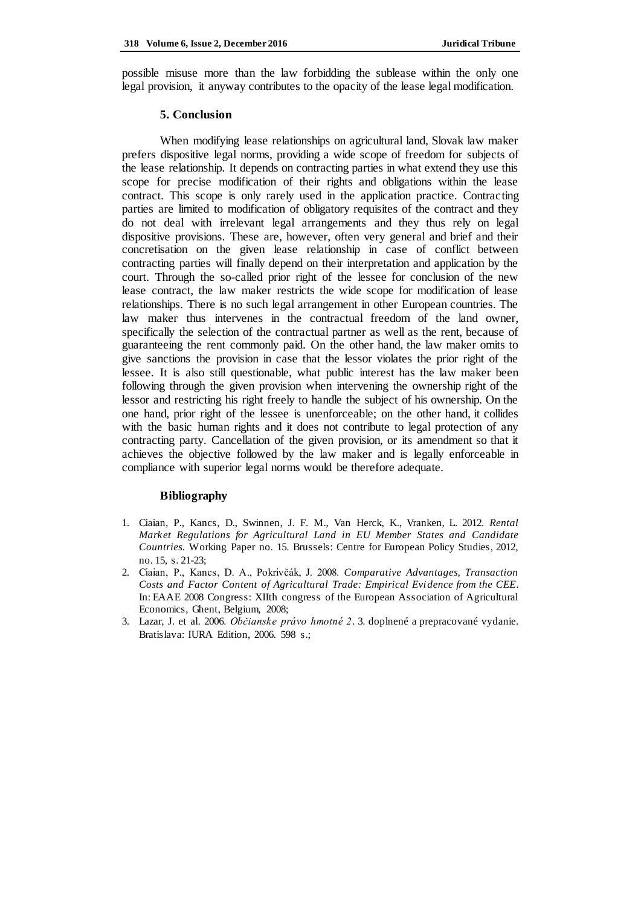possible misuse more than the law forbidding the sublease within the only one legal provision, it anyway contributes to the opacity of the lease legal modification.

## 5. Conclusion

When modifying lease relationships on agricultural land, Slovak law maker prefers dispositive legal norms, providing a wide scope of freedom for subjects of the lease relationship. It depends on contracting parties in what extend they use this scope for precise modification of their rights and obligations within the lease contract. This scope is only rarely used in the application practice. Contracting parties are limited to modification of obligatory requisites of the contract and they do not deal with irrelevant legal arrangements and they thus rely on legal dispositive provisions. These are, however, often very general and brief and their concretisation on the given lease relationship in case of conflict between contracting parties will finally depend on their interpretation and application by the court. Through the so-called prior right of the lessee for conclusion of the new lease contract, the law maker restricts the wide scope for modification of lease relationships. There is no such legal arrangement in other European countries. The law maker thus intervenes in the contractual freedom of the land owner, specifically the selection of the contractual partner as well as the rent, because of guaranteeing the rent commonly paid. On the other hand, the law maker omits to give sanctions the provision in case that the lessor violates the prior right of the lessee. It is also still questionable, what public interest has the law maker been following through the given provision when intervening the ownership right of the lessor and restricting his right freely to handle the subject of his ownership. On the one hand, prior right of the lessee is unenforceable; on the other hand, it collides with the basic human rights and it does not contribute to legal protection of any contracting party. Cancellation of the given provision, or its amendment so that it achieves the objective followed by the law maker and is legally enforceable in compliance with superior legal norms would be therefore adequate.

## Bibliography

1. Ciaian, P., Kancs, D., Swinnen, J. F. M., Van Herck, K., Vranken, L. 2012. *Rental Market Regulations for Agricultural Land in EU Member States and Candidate Countries.* Working Paper no. 15. Brussels: Centre for European Policy Studies, 2012, no. 15, s. 21-23;
2. Ciaian, P., Kancs, D. A., Pokrivčák, J. 2008. *Comparative Advantages, Transaction Costs and Factor Content of Agricultural Trade: Empirical Evidence from the CEE*. In: EAAE 2008 Congress: XIIth congress of the European Association of Agricultural Economics, Ghent, Belgium, 2008;
3. Lazar, J. et al. 2006. *Občianske právo hmotné 2*. 3. doplnené a prepracované vydanie. Bratislava: IURA Edition, 2006. 598 s.;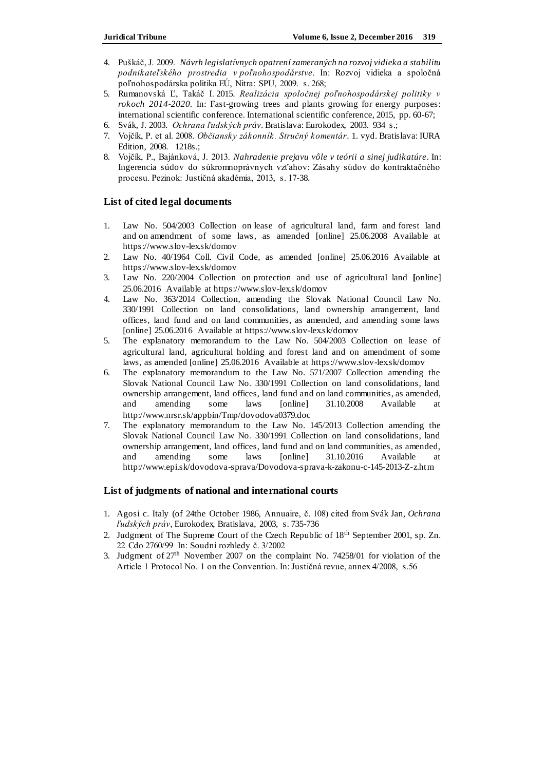4. Puškáč, J. 2009. *Návrh legislatívnych opatrení zameraných na rozvoj vidieka a stabilitu podnikateľského prostredia v poľnohospodárstve*. In: Rozvoj vidieka a spoločná poľnohospodárska politika EÚ, Nitra: SPU, 2009. s. 268;
5. Rumanovská Ľ, Takáč I. 2015. *Realizácia spoločnej poľnohospodárskej politiky v rokoch 2014-2020*. In: Fast-growing trees and plants growing for energy purposes: international scientific conference. International scientific conference, 2015, pp. 60-67;
6. Svák, J. 2003. *Ochrana ľudských práv*. Bratislava: Eurokodex, 2003. 934 s.;
7. Vojčík, P. et al. 2008. *Občiansky zákonník. Stručný komentár*. 1. vyd. Bratislava: IURA Edition, 2008. 1218s.;
8. Vojčík, P., Bajánková, J. 2013. *Nahradenie prejavu vôle v teórii a sinej judikatúre*. In: Ingerencia súdov do súkromnoprávnych vzťahov: Zásahy súdov do kontraktačného procesu. Pezinok: Justičná akadémia, 2013, s. 17-38.

## List of cited legal documents

1. Law No. 504/2003 Collection on lease of agricultural land, farm and forest land and on amendment of some laws, as amended [online] 25.06.2008 Available at https://www.slov-lex.sk/domov
2. Law No. 40/1964 Coll. Civil Code, as amended [online] 25.06.2016 Available at https://www.slov-lex.sk/domov
3. Law No. 220/2004 Collection on protection and use of agricultural land [online] 25.06.2016 Available at https://www.slov-lex.sk/domov
4. Law No. 363/2014 Collection, amending the Slovak National Council Law No. 330/1991 Collection on land consolidations, land ownership arrangement, land offices, land fund and on land communities, as amended, and amending some laws [online] 25.06.2016 Available at https://www.slov-lex.sk/domov
5. The explanatory memorandum to the Law No. 504/2003 Collection on lease of agricultural land, agricultural holding and forest land and on amendment of some laws, as amended [online] 25.06.2016 Available at https://www.slov-lex.sk/domov
6. The explanatory memorandum to the Law No. 571/2007 Collection amending the Slovak National Council Law No. 330/1991 Collection on land consolidations, land ownership arrangement, land offices, land fund and on land communities, as amended, and amending some laws [online] 31.10.2008 Available at http://www.nrsr.sk/appbin/Tmp/dovodova0379.doc
7. The explanatory memorandum to the Law No. 145/2013 Collection amending the Slovak National Council Law No. 330/1991 Collection on land consolidations, land ownership arrangement, land offices, land fund and on land communities, as amended, and amending some laws [online] 31.10.2016 Available at http://www.epi.sk/dovodova-sprava/Dovodova-sprava-k-zakonu-c-145-2013-Z-z.htm

## List of judgments of national and international courts

1. Agosi c. Italy (of 24the October 1986, Annuaire, č. 108) cited from Svák Jan, *Ochrana ľudských práv*, Eurokodex, Bratislava, 2003, s. 735-736
2. Judgment of The Supreme Court of the Czech Republic of 18th September 2001, sp. Zn. 22 Cdo 2760/99 In: Soudní rozhledy č. 3/2002
3. Judgment of 27th November 2007 on the complaint No. 74258/01 for violation of the Article 1 Protocol No. 1 on the Convention. In: Justičná revue, annex 4/2008, s.56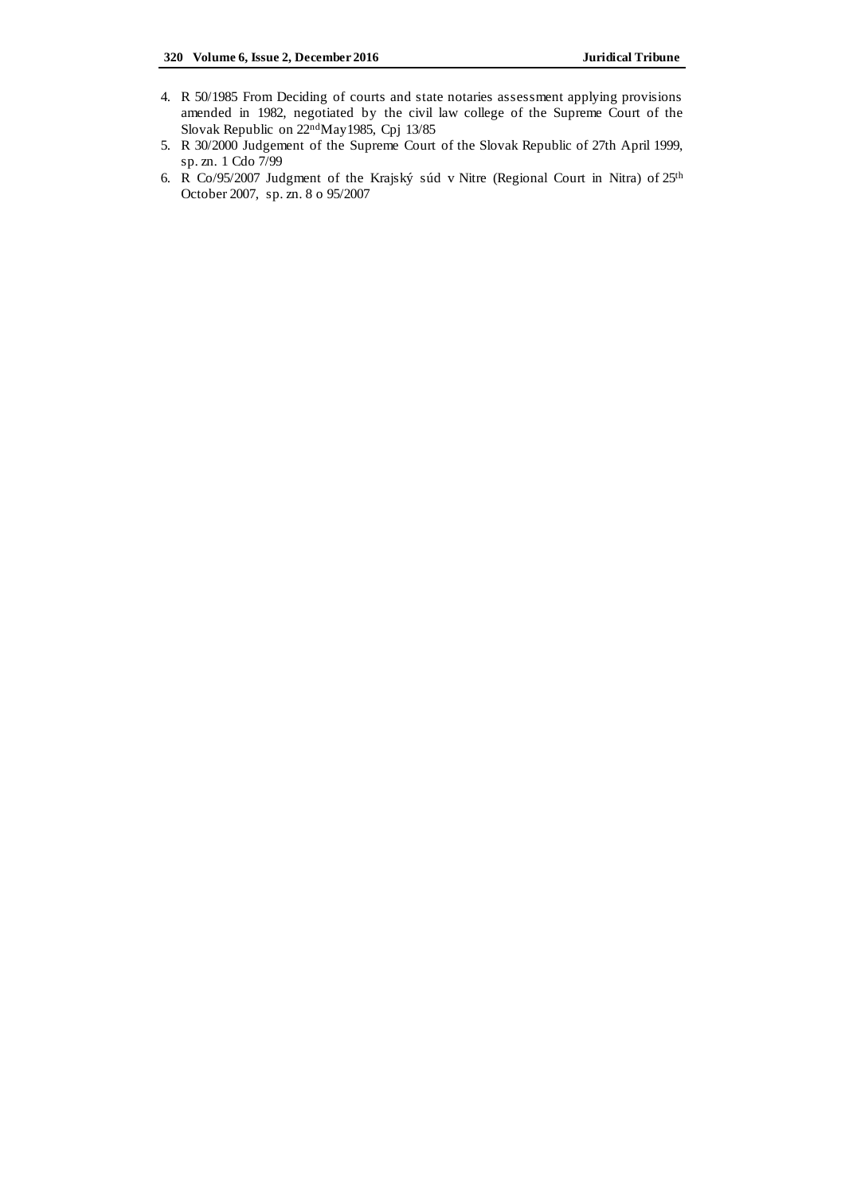4. R 50/1985 From Deciding of courts and state notaries assessment applying provisions amended in 1982, negotiated by the civil law college of the Supreme Court of the Slovak Republic on 22nd May1985, Cpj 13/85
5. R 30/2000 Judgement of the Supreme Court of the Slovak Republic of 27th April 1999, sp. zn. 1 Cdo 7/99
6. R Co/95/2007 Judgment of the Krajský súd v Nitre (Regional Court in Nitra) of 25th October 2007, sp. zn. 8 o 95/2007